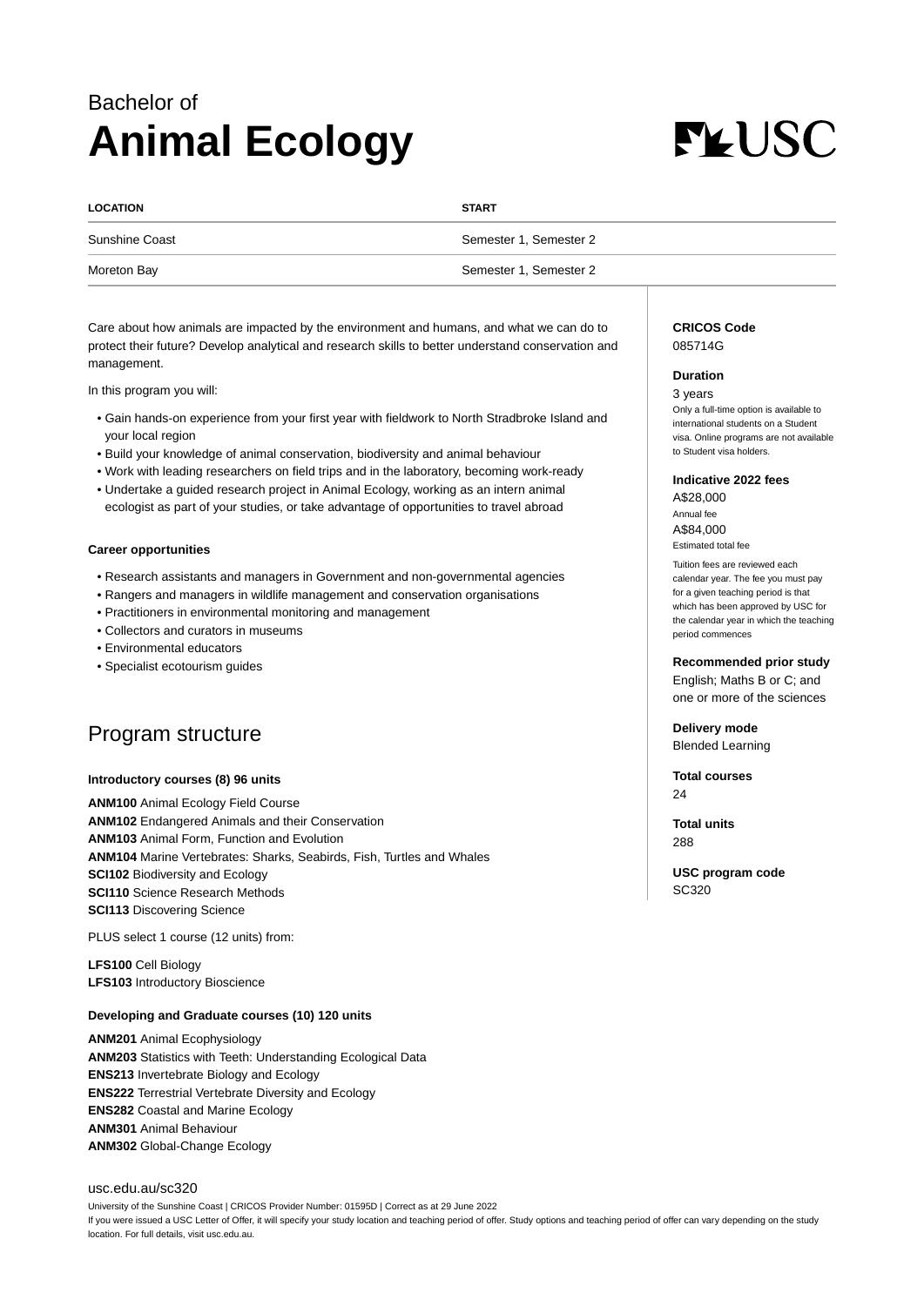# Bachelor of
# Animal Ecology

| LOCATION | START |
| --- | --- |
| Sunshine Coast | Semester 1, Semester 2 |
| Moreton Bay | Semester 1, Semester 2 |

Care about how animals are impacted by the environment and humans, and what we can do to protect their future? Develop analytical and research skills to better understand conservation and management.

In this program you will:

- Gain hands-on experience from your first year with fieldwork to North Stradbroke Island and your local region
- Build your knowledge of animal conservation, biodiversity and animal behaviour
- Work with leading researchers on field trips and in the laboratory, becoming work-ready
- Undertake a guided research project in Animal Ecology, working as an intern animal ecologist as part of your studies, or take advantage of opportunities to travel abroad

**Career opportunities**

- Research assistants and managers in Government and non-governmental agencies
- Rangers and managers in wildlife management and conservation organisations
- Practitioners in environmental monitoring and management
- Collectors and curators in museums
- Environmental educators
- Specialist ecotourism guides

**CRICOS Code**
085714G

**Duration**
3 years
Only a full-time option is available to international students on a Student visa. Online programs are not available to Student visa holders.

**Indicative 2022 fees**
A$28,000
Annual fee
A$84,000
Estimated total fee

Tuition fees are reviewed each calendar year. The fee you must pay for a given teaching period is that which has been approved by USC for the calendar year in which the teaching period commences

**Recommended prior study**
English; Maths B or C; and one or more of the sciences

**Delivery mode**
Blended Learning

**Total courses**
24

**Total units**
288

**USC program code**
SC320

## Program structure

**Introductory courses (8) 96 units**

**ANM100** Animal Ecology Field Course
**ANM102** Endangered Animals and their Conservation
**ANM103** Animal Form, Function and Evolution
**ANM104** Marine Vertebrates: Sharks, Seabirds, Fish, Turtles and Whales
**SCI102** Biodiversity and Ecology
**SCI110** Science Research Methods
**SCI113** Discovering Science

PLUS select 1 course (12 units) from:

**LFS100** Cell Biology
**LFS103** Introductory Bioscience

**Developing and Graduate courses (10) 120 units**

**ANM201** Animal Ecophysiology
**ANM203** Statistics with Teeth: Understanding Ecological Data
**ENS213** Invertebrate Biology and Ecology
**ENS222** Terrestrial Vertebrate Diversity and Ecology
**ENS282** Coastal and Marine Ecology
**ANM301** Animal Behaviour
**ANM302** Global-Change Ecology

usc.edu.au/sc320

University of the Sunshine Coast | CRICOS Provider Number: 01595D | Correct as at 29 June 2022

If you were issued a USC Letter of Offer, it will specify your study location and teaching period of offer. Study options and teaching period of offer can vary depending on the study location. For full details, visit usc.edu.au.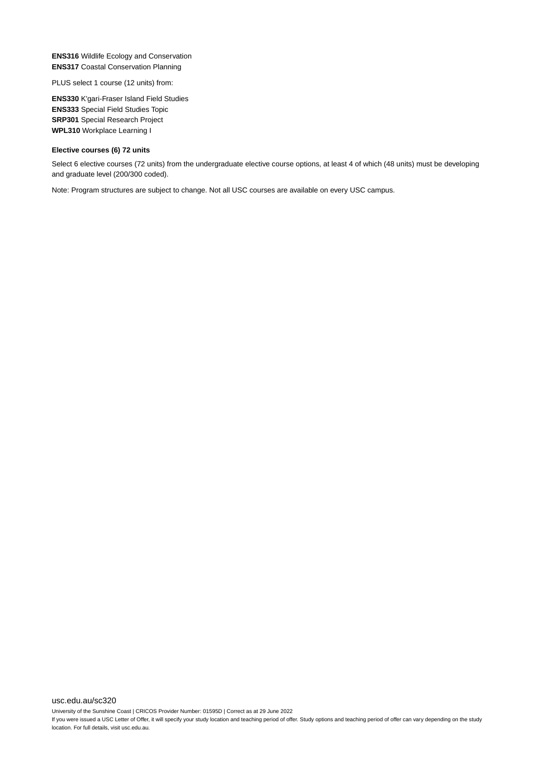**ENS316** Wildlife Ecology and Conservation
**ENS317** Coastal Conservation Planning

PLUS select 1 course (12 units) from:

**ENS330** K'gari-Fraser Island Field Studies
**ENS333** Special Field Studies Topic
**SRP301** Special Research Project
**WPL310** Workplace Learning I

**Elective courses (6) 72 units**

Select 6 elective courses (72 units) from the undergraduate elective course options, at least 4 of which (48 units) must be developing and graduate level (200/300 coded).

Note: Program structures are subject to change. Not all USC courses are available on every USC campus.

usc.edu.au/sc320

University of the Sunshine Coast | CRICOS Provider Number: 01595D | Correct as at 29 June 2022

If you were issued a USC Letter of Offer, it will specify your study location and teaching period of offer. Study options and teaching period of offer can vary depending on the study location. For full details, visit usc.edu.au.